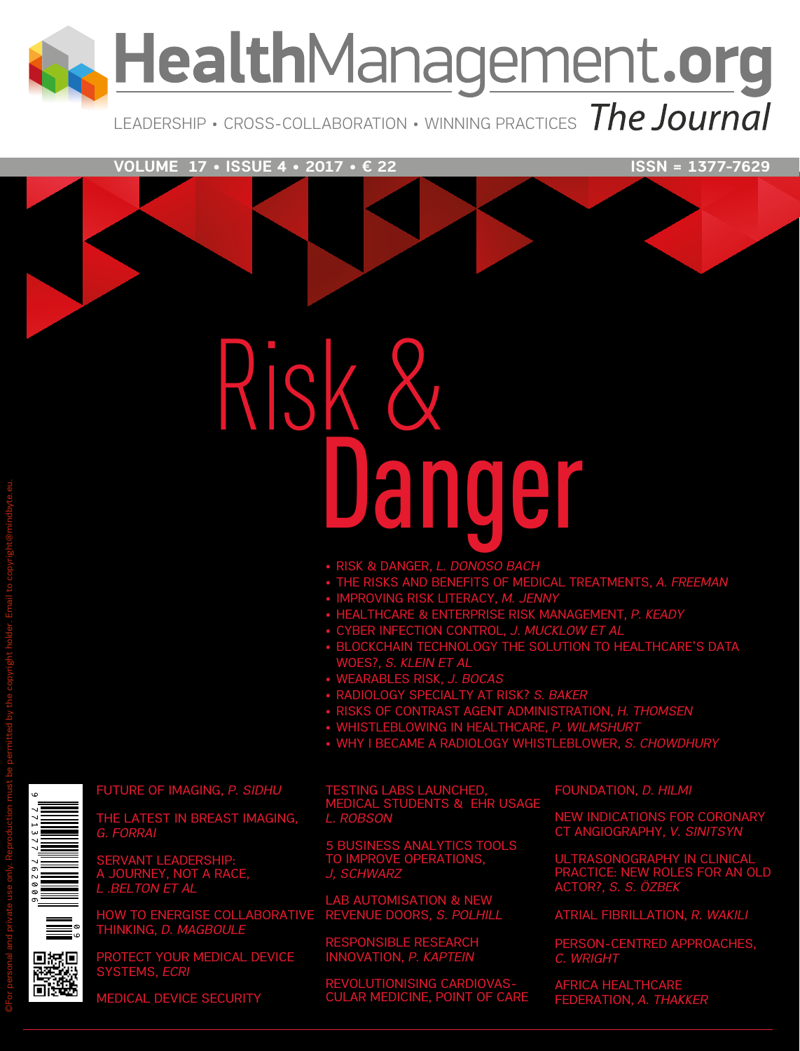# HealthManagement.org

LEADERSHIP • CROSS-COLLABORATION • WINNING PRACTICES *The Journal*

VOLUME 17 • ISSUE 4 • 2017 • € 22 ISSN = 1377-7629

# Risk & Danger

- RISK & DANGER, *L. DONOSO BACH*
- THE RISKS AND BENEFITS OF MEDICAL TREATMENTS, *A. FREEMAN*
- IMPROVING RISK LITERACY, *M. JENNY*
- HEALTHCARE & ENTERPRISE RISK MANAGEMENT, *P. KEADY*
- CYBER INFECTION CONTROL, *J. MUCKLOW ET AL*
- BLOCKCHAIN TECHNOLOGY THE SOLUTION TO HEALTHCARE'S DATA WOES?, *S. KLEIN ET AL*
- WEARABLES RISK, *J. BOCAS*
- RADIOLOGY SPECIALTY AT RISK? *S. BAKER*
- RISKS OF CONTRAST AGENT ADMINISTRATION, *H. THOMSEN*
- WHISTLEBLOWING IN HEALTHCARE, *P. WILMSHURT*
- WHY I BECAME A RADIOLOGY WHISTLEBLOWER, *S. CHOWDHURY*

FUTURE OF IMAGING, *P. SIDHU*

THE LATEST IN BREAST IMAGING, *G. FORRAI*

SERVANT LEADERSHIP: A JOURNEY, NOT A RACE, *L .BELTON ET AL*

HOW TO ENERGISE COLLABORATIVE THINKING, *D. MAGBOULE*

PROTECT YOUR MEDICAL DEVICE SYSTEMS, *ECRI*

MEDICAL DEVICE SECURITY

TESTING LABS LAUNCHED, MEDICAL STUDENTS & EHR USAGE *L. ROBSON*

5 BUSINESS ANALYTICS TOOLS TO IMPROVE OPERATIONS, *J, SCHWARZ*

LAB AUTOMISATION & NEW REVENUE DOORS, *S. POLHILL*

RESPONSIBLE RESEARCH INNOVATION, *P. KAPTEIN*

REVOLUTIONISING CARDIOVASCULAR MEDICINE, POINT OF CARE

FOUNDATION, *D. HILMI*

NEW INDICATIONS FOR CORONARY CT ANGIOGRAPHY, *V. SINITSYN*

ULTRASONOGRAPHY IN CLINICAL PRACTICE: NEW ROLES FOR AN OLD ACTOR?, *S. S. ÖZBEK*

ATRIAL FIBRILLATION, *R. WAKILI*

PERSON-CENTRED APPROACHES, *C. WRIGHT*

AFRICA HEALTHCARE FEDERATION, *A. THAKKER*

©For personal and private use only. Reproduction must be permitted by the copyright holder. Email to copyright@mindbyte.eu.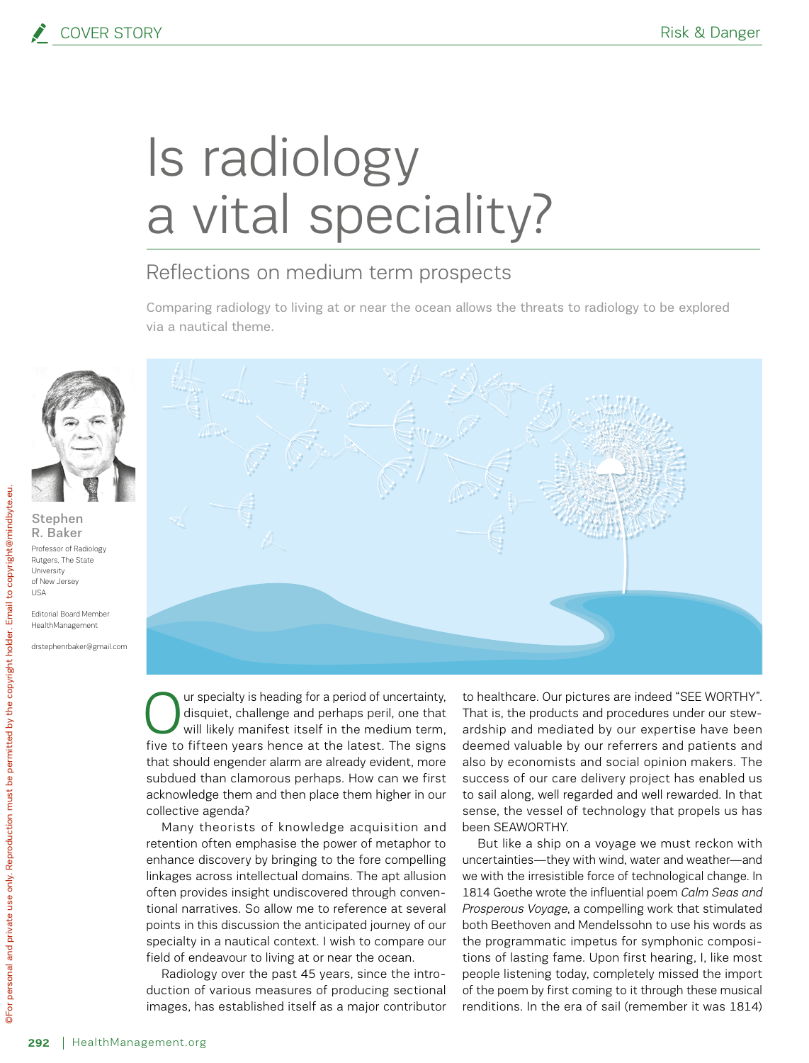# Is radiology a vital speciality?

## Reflections on medium term prospects

Comparing radiology to living at or near the ocean allows the threats to radiology to be explored via a nautical theme.

**Stephen R. Baker**
Professor of Radiology
Rutgers, The State University of New Jersey
USA

Editorial Board Member
HealthManagement

drstephenrbaker@gmail.com

Our specialty is heading for a period of uncertainty, disquiet, challenge and perhaps peril, one that will likely manifest itself in the medium term, five to fifteen years hence at the latest. The signs that should engender alarm are already evident, more subdued than clamorous perhaps. How can we first acknowledge them and then place them higher in our collective agenda?

Many theorists of knowledge acquisition and retention often emphasise the power of metaphor to enhance discovery by bringing to the fore compelling linkages across intellectual domains. The apt allusion often provides insight undiscovered through conventional narratives. So allow me to reference at several points in this discussion the anticipated journey of our specialty in a nautical context. I wish to compare our field of endeavour to living at or near the ocean.

Radiology over the past 45 years, since the introduction of various measures of producing sectional images, has established itself as a major contributor to healthcare. Our pictures are indeed "SEE WORTHY". That is, the products and procedures under our stewardship and mediated by our expertise have been deemed valuable by our referrers and patients and also by economists and social opinion makers. The success of our care delivery project has enabled us to sail along, well regarded and well rewarded. In that sense, the vessel of technology that propels us has been SEAWORTHY.

But like a ship on a voyage we must reckon with uncertainties—they with wind, water and weather—and we with the irresistible force of technological change. In 1814 Goethe wrote the influential poem *Calm Seas and Prosperous Voyage*, a compelling work that stimulated both Beethoven and Mendelssohn to use his words as the programmatic impetus for symphonic compositions of lasting fame. Upon first hearing, I, like most people listening today, completely missed the import of the poem by first coming to it through these musical renditions. In the era of sail (remember it was 1814)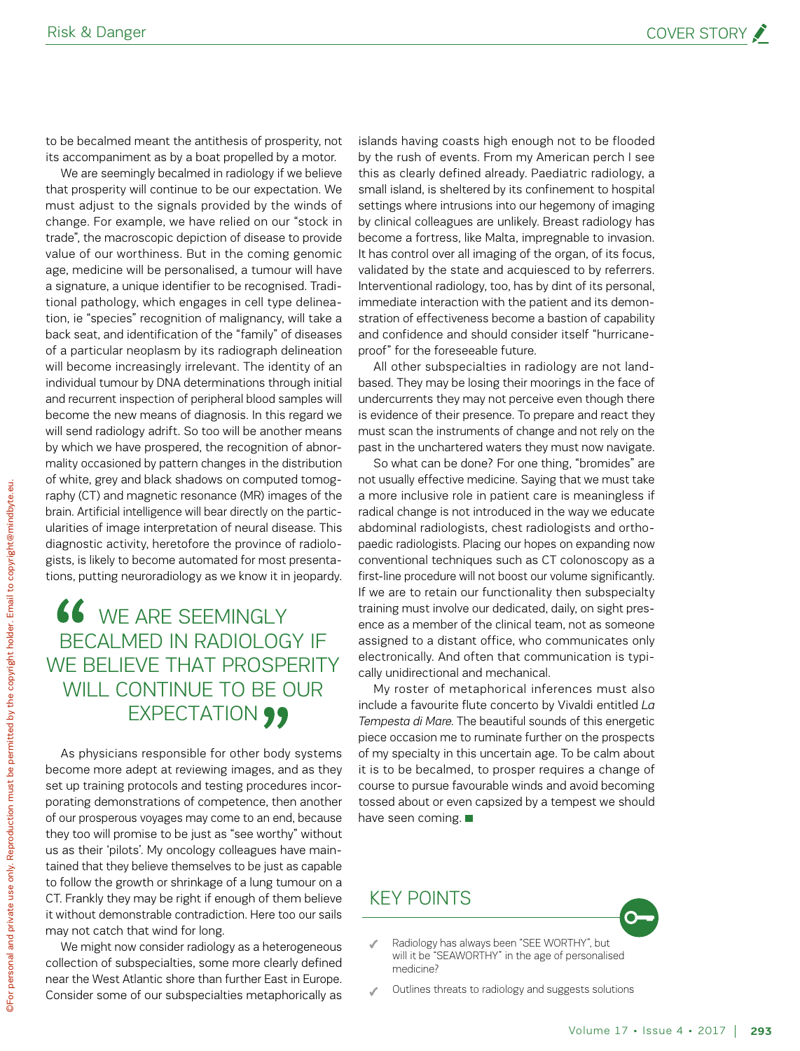to be becalmed meant the antithesis of prosperity, not its accompaniment as by a boat propelled by a motor.

We are seemingly becalmed in radiology if we believe that prosperity will continue to be our expectation. We must adjust to the signals provided by the winds of change. For example, we have relied on our "stock in trade", the macroscopic depiction of disease to provide value of our worthiness. But in the coming genomic age, medicine will be personalised, a tumour will have a signature, a unique identifier to be recognised. Traditional pathology, which engages in cell type delineation, ie "species" recognition of malignancy, will take a back seat, and identification of the "family" of diseases of a particular neoplasm by its radiograph delineation will become increasingly irrelevant. The identity of an individual tumour by DNA determinations through initial and recurrent inspection of peripheral blood samples will become the new means of diagnosis. In this regard we will send radiology adrift. So too will be another means by which we have prospered, the recognition of abnormality occasioned by pattern changes in the distribution of white, grey and black shadows on computed tomography (CT) and magnetic resonance (MR) images of the brain. Artificial intelligence will bear directly on the particularities of image interpretation of neural disease. This diagnostic activity, heretofore the province of radiologists, is likely to become automated for most presentations, putting neuroradiology as we know it in jeopardy.

> "WE ARE SEEMINGLY BECALMED IN RADIOLOGY IF WE BELIEVE THAT PROSPERITY WILL CONTINUE TO BE OUR EXPECTATION"

As physicians responsible for other body systems become more adept at reviewing images, and as they set up training protocols and testing procedures incorporating demonstrations of competence, then another of our prosperous voyages may come to an end, because they too will promise to be just as "see worthy" without us as their 'pilots'. My oncology colleagues have maintained that they believe themselves to be just as capable to follow the growth or shrinkage of a lung tumour on a CT. Frankly they may be right if enough of them believe it without demonstrable contradiction. Here too our sails may not catch that wind for long.

We might now consider radiology as a heterogeneous collection of subspecialties, some more clearly defined near the West Atlantic shore than further East in Europe. Consider some of our subspecialties metaphorically as islands having coasts high enough not to be flooded by the rush of events. From my American perch I see this as clearly defined already. Paediatric radiology, a small island, is sheltered by its confinement to hospital settings where intrusions into our hegemony of imaging by clinical colleagues are unlikely. Breast radiology has become a fortress, like Malta, impregnable to invasion. It has control over all imaging of the organ, of its focus, validated by the state and acquiesced to by referrers. Interventional radiology, too, has by dint of its personal, immediate interaction with the patient and its demonstration of effectiveness become a bastion of capability and confidence and should consider itself "hurricane-proof" for the foreseeable future.

All other subspecialties in radiology are not land-based. They may be losing their moorings in the face of undercurrents they may not perceive even though there is evidence of their presence. To prepare and react they must scan the instruments of change and not rely on the past in the unchartered waters they must now navigate.

So what can be done? For one thing, "bromides" are not usually effective medicine. Saying that we must take a more inclusive role in patient care is meaningless if radical change is not introduced in the way we educate abdominal radiologists, chest radiologists and orthopaedic radiologists. Placing our hopes on expanding now conventional techniques such as CT colonoscopy as a first-line procedure will not boost our volume significantly. If we are to retain our functionality then subspecialty training must involve our dedicated, daily, on sight presence as a member of the clinical team, not as someone assigned to a distant office, who communicates only electronically. And often that communication is typically unidirectional and mechanical.

My roster of metaphorical inferences must also include a favourite flute concerto by Vivaldi entitled *La Tempesta di Mare.* The beautiful sounds of this energetic piece occasion me to ruminate further on the prospects of my specialty in this uncertain age. To be calm about it is to be becalmed, to prosper requires a change of course to pursue favourable winds and avoid becoming tossed about or even capsized by a tempest we should have seen coming. ■

## KEY POINTS

- ✓ Radiology has always been "SEE WORTHY", but will it be "SEAWORTHY" in the age of personalised medicine?
- ✓ Outlines threats to radiology and suggests solutions